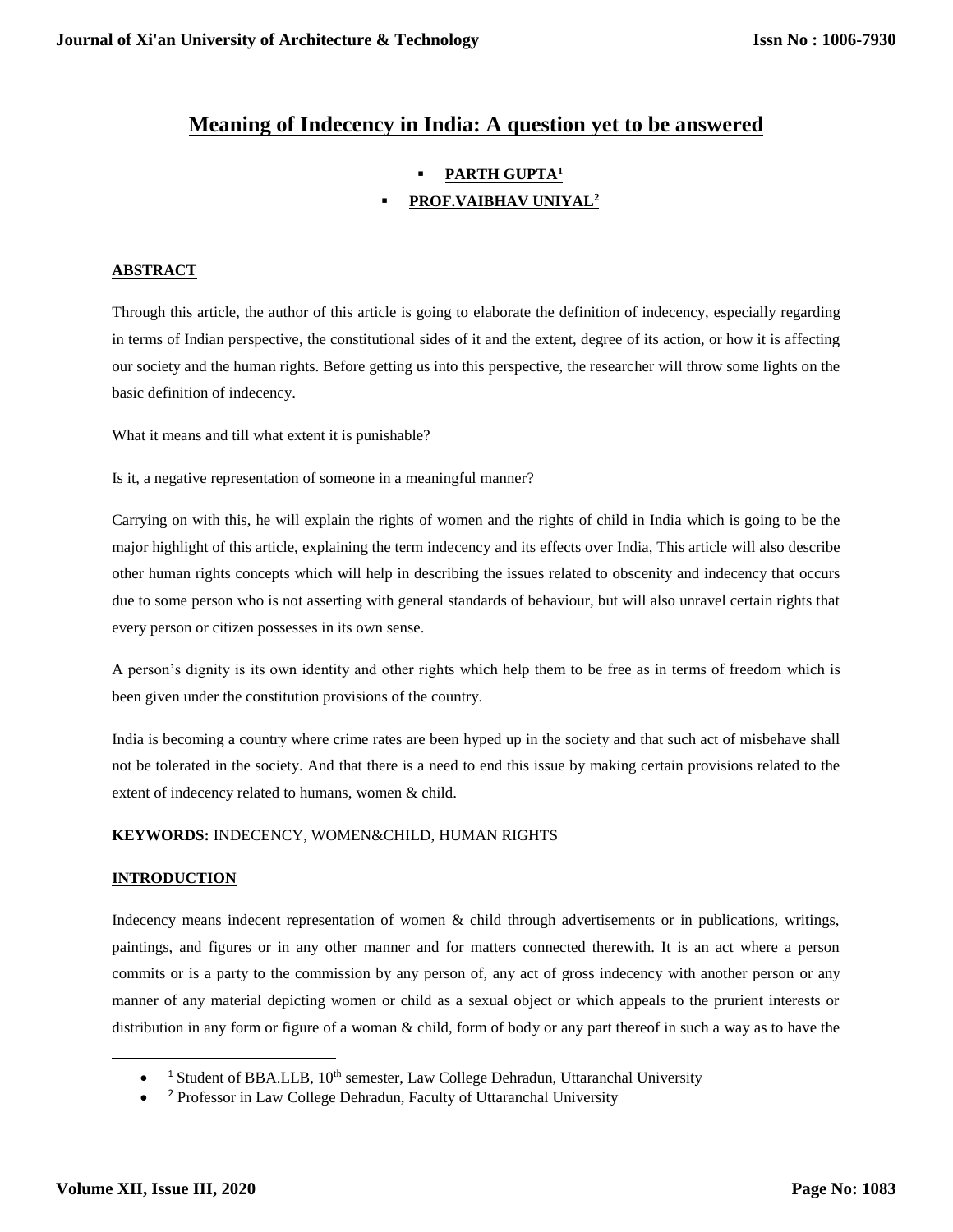# Meaning of Indecency in India: A question yet to be answered

- **PARTH GUPTA[1]**
- **PROF.VAIBHAV UNIYAL[2]**

## ABSTRACT

Through this article, the author of this article is going to elaborate the definition of indecency, especially regarding in terms of Indian perspective, the constitutional sides of it and the extent, degree of its action, or how it is affecting our society and the human rights. Before getting us into this perspective, the researcher will throw some lights on the basic definition of indecency.

What it means and till what extent it is punishable?

Is it, a negative representation of someone in a meaningful manner?

Carrying on with this, he will explain the rights of women and the rights of child in India which is going to be the major highlight of this article, explaining the term indecency and its effects over India, This article will also describe other human rights concepts which will help in describing the issues related to obscenity and indecency that occurs due to some person who is not asserting with general standards of behaviour, but will also unravel certain rights that every person or citizen possesses in its own sense.

A person's dignity is its own identity and other rights which help them to be free as in terms of freedom which is been given under the constitution provisions of the country.

India is becoming a country where crime rates are been hyped up in the society and that such act of misbehave shall not be tolerated in the society. And that there is a need to end this issue by making certain provisions related to the extent of indecency related to humans, women & child.

**KEYWORDS:** INDECENCY, WOMEN&CHILD, HUMAN RIGHTS

## INTRODUCTION

Indecency means indecent representation of women & child through advertisements or in publications, writings, paintings, and figures or in any other manner and for matters connected therewith. It is an act where a person commits or is a party to the commission by any person of, any act of gross indecency with another person or any manner of any material depicting women or child as a sexual object or which appeals to the prurient interests or distribution in any form or figure of a woman & child, form of body or any part thereof in such a way as to have the

- [1] Student of BBA.LLB, 10th semester, Law College Dehradun, Uttaranchal University
- [2] Professor in Law College Dehradun, Faculty of Uttaranchal University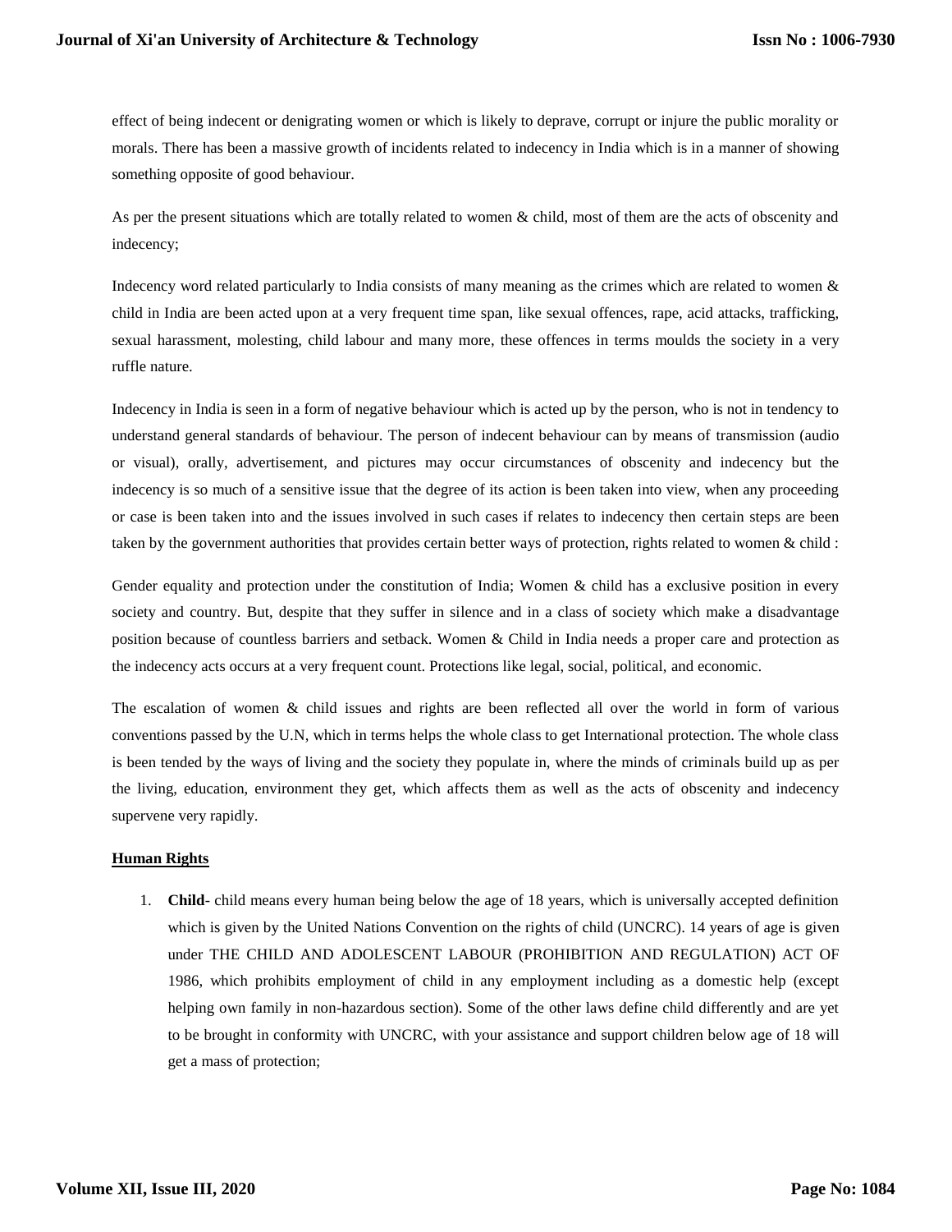effect of being indecent or denigrating women or which is likely to deprave, corrupt or injure the public morality or morals. There has been a massive growth of incidents related to indecency in India which is in a manner of showing something opposite of good behaviour.

As per the present situations which are totally related to women & child, most of them are the acts of obscenity and indecency;

Indecency word related particularly to India consists of many meaning as the crimes which are related to women & child in India are been acted upon at a very frequent time span, like sexual offences, rape, acid attacks, trafficking, sexual harassment, molesting, child labour and many more, these offences in terms moulds the society in a very ruffle nature.

Indecency in India is seen in a form of negative behaviour which is acted up by the person, who is not in tendency to understand general standards of behaviour. The person of indecent behaviour can by means of transmission (audio or visual), orally, advertisement, and pictures may occur circumstances of obscenity and indecency but the indecency is so much of a sensitive issue that the degree of its action is been taken into view, when any proceeding or case is been taken into and the issues involved in such cases if relates to indecency then certain steps are been taken by the government authorities that provides certain better ways of protection, rights related to women & child :

Gender equality and protection under the constitution of India; Women & child has a exclusive position in every society and country. But, despite that they suffer in silence and in a class of society which make a disadvantage position because of countless barriers and setback. Women & Child in India needs a proper care and protection as the indecency acts occurs at a very frequent count. Protections like legal, social, political, and economic.

The escalation of women & child issues and rights are been reflected all over the world in form of various conventions passed by the U.N, which in terms helps the whole class to get International protection. The whole class is been tended by the ways of living and the society they populate in, where the minds of criminals build up as per the living, education, environment they get, which affects them as well as the acts of obscenity and indecency supervene very rapidly.

**Human Rights**

1. **Child**- child means every human being below the age of 18 years, which is universally accepted definition which is given by the United Nations Convention on the rights of child (UNCRC). 14 years of age is given under THE CHILD AND ADOLESCENT LABOUR (PROHIBITION AND REGULATION) ACT OF 1986, which prohibits employment of child in any employment including as a domestic help (except helping own family in non-hazardous section). Some of the other laws define child differently and are yet to be brought in conformity with UNCRC, with your assistance and support children below age of 18 will get a mass of protection;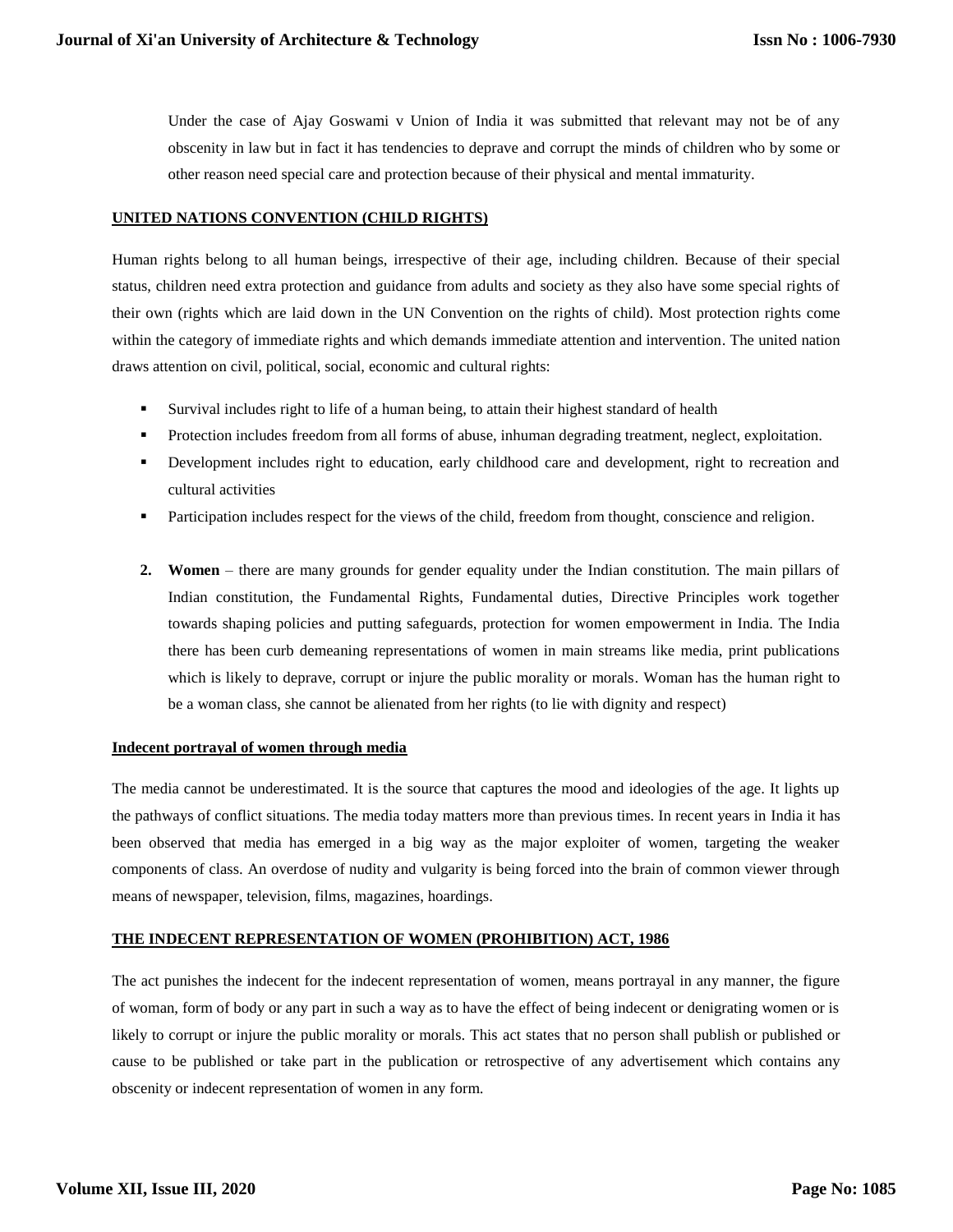Under the case of Ajay Goswami v Union of India it was submitted that relevant may not be of any obscenity in law but in fact it has tendencies to deprave and corrupt the minds of children who by some or other reason need special care and protection because of their physical and mental immaturity.

**UNITED NATIONS CONVENTION (CHILD RIGHTS)**

Human rights belong to all human beings, irrespective of their age, including children. Because of their special status, children need extra protection and guidance from adults and society as they also have some special rights of their own (rights which are laid down in the UN Convention on the rights of child). Most protection rights come within the category of immediate rights and which demands immediate attention and intervention. The united nation draws attention on civil, political, social, economic and cultural rights:

- Survival includes right to life of a human being, to attain their highest standard of health
- Protection includes freedom from all forms of abuse, inhuman degrading treatment, neglect, exploitation.
- Development includes right to education, early childhood care and development, right to recreation and cultural activities
- Participation includes respect for the views of the child, freedom from thought, conscience and religion.

2. **Women** – there are many grounds for gender equality under the Indian constitution. The main pillars of Indian constitution, the Fundamental Rights, Fundamental duties, Directive Principles work together towards shaping policies and putting safeguards, protection for women empowerment in India. The India there has been curb demeaning representations of women in main streams like media, print publications which is likely to deprave, corrupt or injure the public morality or morals. Woman has the human right to be a woman class, she cannot be alienated from her rights (to lie with dignity and respect)

**Indecent portrayal of women through media**

The media cannot be underestimated. It is the source that captures the mood and ideologies of the age. It lights up the pathways of conflict situations. The media today matters more than previous times. In recent years in India it has been observed that media has emerged in a big way as the major exploiter of women, targeting the weaker components of class. An overdose of nudity and vulgarity is being forced into the brain of common viewer through means of newspaper, television, films, magazines, hoardings.

**THE INDECENT REPRESENTATION OF WOMEN (PROHIBITION) ACT, 1986**

The act punishes the indecent for the indecent representation of women, means portrayal in any manner, the figure of woman, form of body or any part in such a way as to have the effect of being indecent or denigrating women or is likely to corrupt or injure the public morality or morals. This act states that no person shall publish or published or cause to be published or take part in the publication or retrospective of any advertisement which contains any obscenity or indecent representation of women in any form.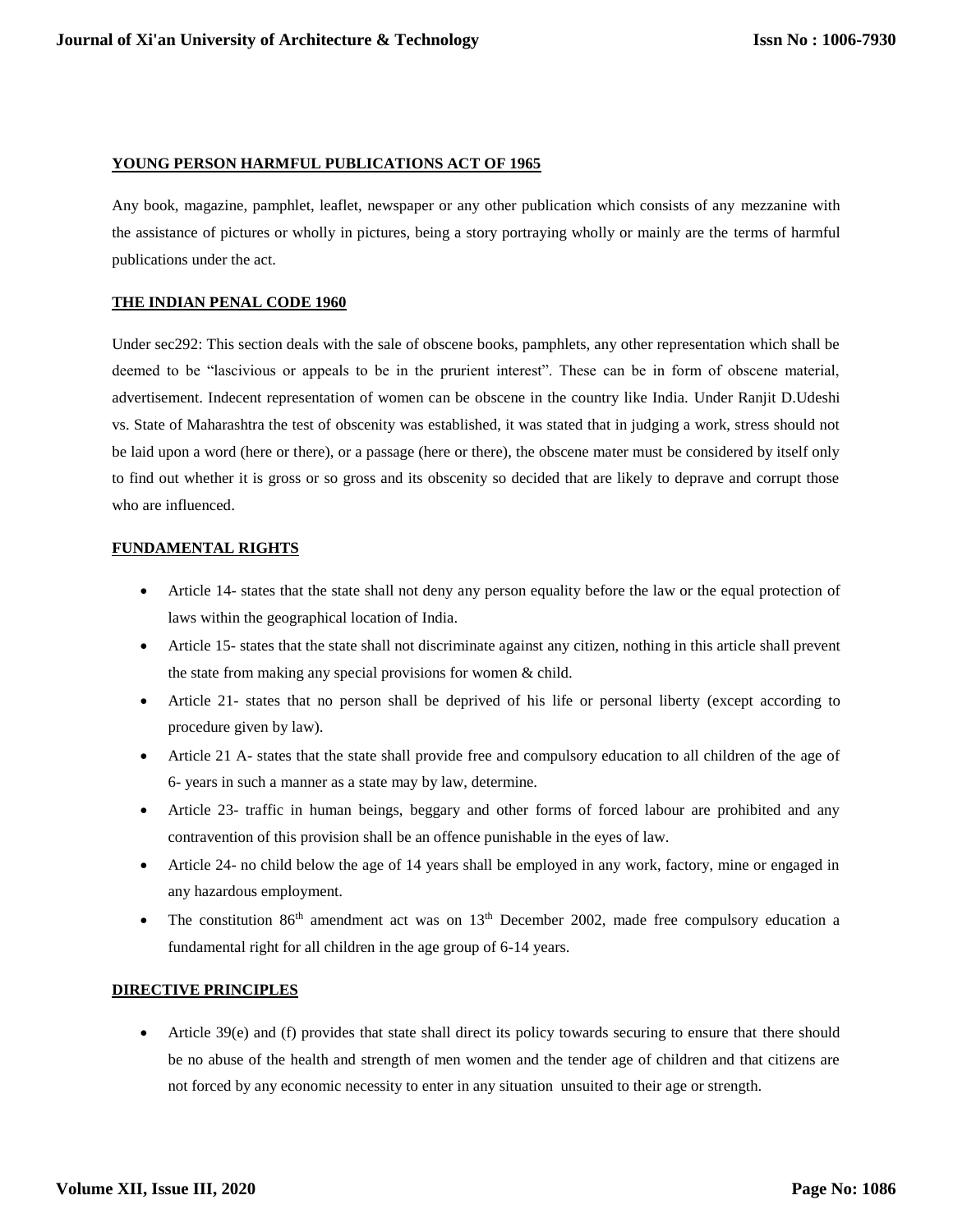**YOUNG PERSON HARMFUL PUBLICATIONS ACT OF 1965**

Any book, magazine, pamphlet, leaflet, newspaper or any other publication which consists of any mezzanine with the assistance of pictures or wholly in pictures, being a story portraying wholly or mainly are the terms of harmful publications under the act.

**THE INDIAN PENAL CODE 1960**

Under sec292: This section deals with the sale of obscene books, pamphlets, any other representation which shall be deemed to be "lascivious or appeals to be in the prurient interest". These can be in form of obscene material, advertisement. Indecent representation of women can be obscene in the country like India. Under Ranjit D.Udeshi vs. State of Maharashtra the test of obscenity was established, it was stated that in judging a work, stress should not be laid upon a word (here or there), or a passage (here or there), the obscene mater must be considered by itself only to find out whether it is gross or so gross and its obscenity so decided that are likely to deprave and corrupt those who are influenced.

**FUNDAMENTAL RIGHTS**

- Article 14- states that the state shall not deny any person equality before the law or the equal protection of laws within the geographical location of India.
- Article 15- states that the state shall not discriminate against any citizen, nothing in this article shall prevent the state from making any special provisions for women & child.
- Article 21- states that no person shall be deprived of his life or personal liberty (except according to procedure given by law).
- Article 21 A- states that the state shall provide free and compulsory education to all children of the age of 6- years in such a manner as a state may by law, determine.
- Article 23- traffic in human beings, beggary and other forms of forced labour are prohibited and any contravention of this provision shall be an offence punishable in the eyes of law.
- Article 24- no child below the age of 14 years shall be employed in any work, factory, mine or engaged in any hazardous employment.
- The constitution 86th amendment act was on 13th December 2002, made free compulsory education a fundamental right for all children in the age group of 6-14 years.

**DIRECTIVE PRINCIPLES**

- Article 39(e) and (f) provides that state shall direct its policy towards securing to ensure that there should be no abuse of the health and strength of men women and the tender age of children and that citizens are not forced by any economic necessity to enter in any situation unsuited to their age or strength.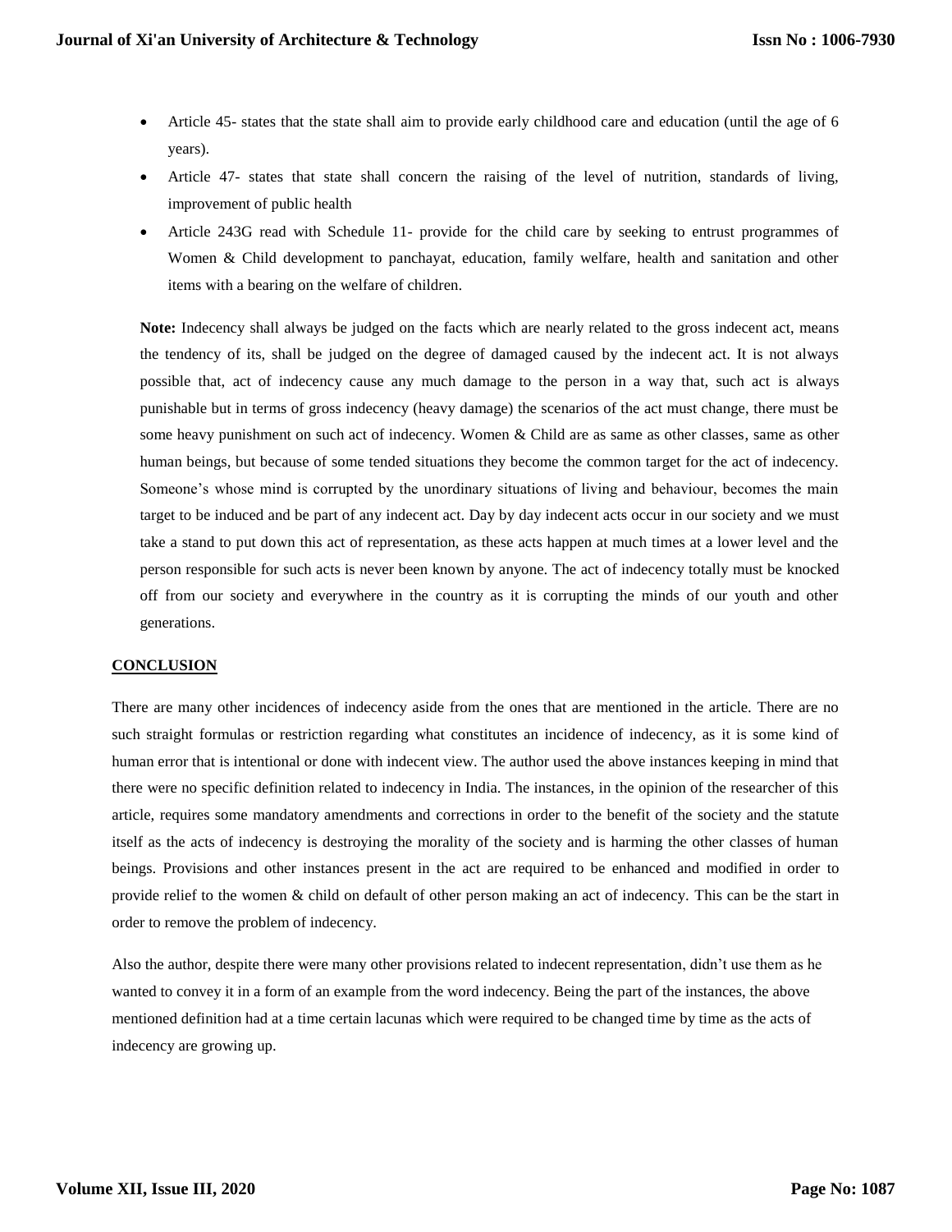- Article 45- states that the state shall aim to provide early childhood care and education (until the age of 6 years).
- Article 47- states that state shall concern the raising of the level of nutrition, standards of living, improvement of public health
- Article 243G read with Schedule 11- provide for the child care by seeking to entrust programmes of Women & Child development to panchayat, education, family welfare, health and sanitation and other items with a bearing on the welfare of children.

**Note:** Indecency shall always be judged on the facts which are nearly related to the gross indecent act, means the tendency of its, shall be judged on the degree of damaged caused by the indecent act. It is not always possible that, act of indecency cause any much damage to the person in a way that, such act is always punishable but in terms of gross indecency (heavy damage) the scenarios of the act must change, there must be some heavy punishment on such act of indecency. Women & Child are as same as other classes, same as other human beings, but because of some tended situations they become the common target for the act of indecency. Someone's whose mind is corrupted by the unordinary situations of living and behaviour, becomes the main target to be induced and be part of any indecent act. Day by day indecent acts occur in our society and we must take a stand to put down this act of representation, as these acts happen at much times at a lower level and the person responsible for such acts is never been known by anyone. The act of indecency totally must be knocked off from our society and everywhere in the country as it is corrupting the minds of our youth and other generations.

## CONCLUSION

There are many other incidences of indecency aside from the ones that are mentioned in the article. There are no such straight formulas or restriction regarding what constitutes an incidence of indecency, as it is some kind of human error that is intentional or done with indecent view. The author used the above instances keeping in mind that there were no specific definition related to indecency in India. The instances, in the opinion of the researcher of this article, requires some mandatory amendments and corrections in order to the benefit of the society and the statute itself as the acts of indecency is destroying the morality of the society and is harming the other classes of human beings. Provisions and other instances present in the act are required to be enhanced and modified in order to provide relief to the women & child on default of other person making an act of indecency. This can be the start in order to remove the problem of indecency.

Also the author, despite there were many other provisions related to indecent representation, didn't use them as he wanted to convey it in a form of an example from the word indecency. Being the part of the instances, the above mentioned definition had at a time certain lacunas which were required to be changed time by time as the acts of indecency are growing up.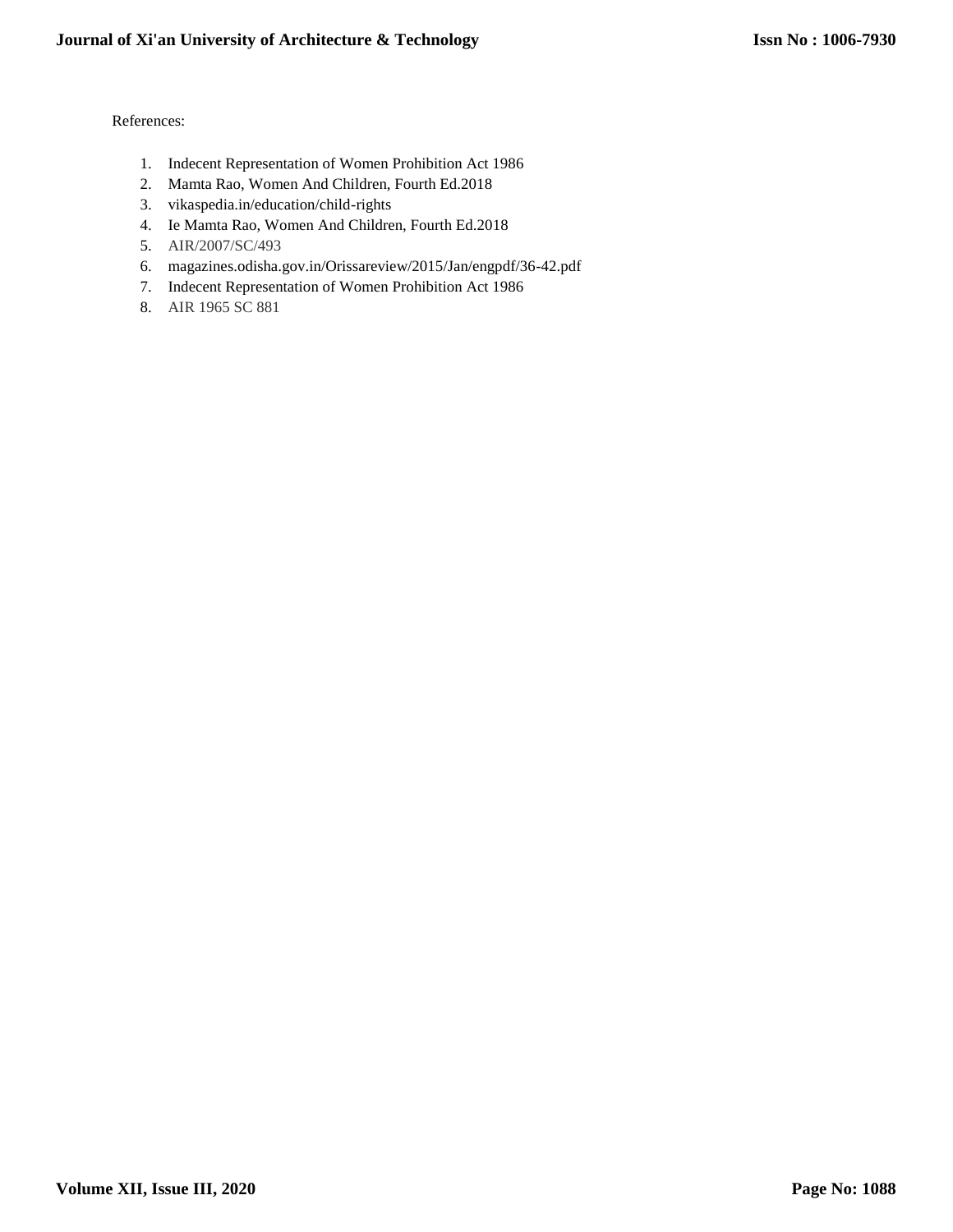References:

1. Indecent Representation of Women Prohibition Act 1986
2. Mamta Rao, Women And Children, Fourth Ed.2018
3. vikaspedia.in/education/child-rights
4. Ie Mamta Rao, Women And Children, Fourth Ed.2018
5. AIR/2007/SC/493
6. magazines.odisha.gov.in/Orissareview/2015/Jan/engpdf/36-42.pdf
7. Indecent Representation of Women Prohibition Act 1986
8. AIR 1965 SC 881